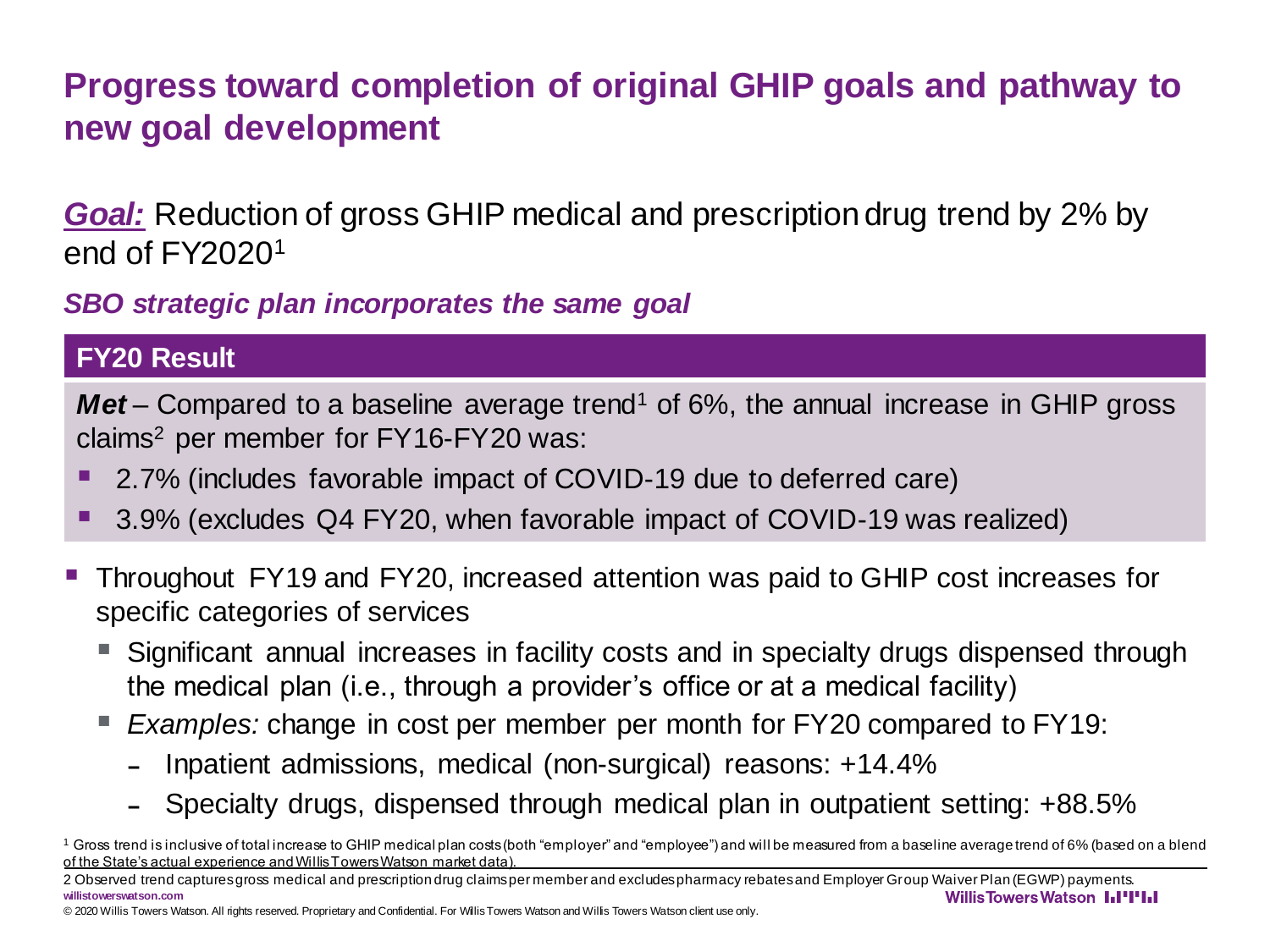# Progress toward completion of original GHIP goals and pathway to new goal development

***Goal:*** Reduction of gross GHIP medical and prescription drug trend by 2% by end of FY2020[1]

***SBO strategic plan incorporates the same goal***

## FY20 Result

***Met*** – Compared to a baseline average trend[1] of 6%, the annual increase in GHIP gross claims[2] per member for FY16-FY20 was:

- 2.7% (includes favorable impact of COVID-19 due to deferred care)
- 3.9% (excludes Q4 FY20, when favorable impact of COVID-19 was realized)

- Throughout FY19 and FY20, increased attention was paid to GHIP cost increases for specific categories of services
  - Significant annual increases in facility costs and in specialty drugs dispensed through the medical plan (i.e., through a provider's office or at a medical facility)
  - *Examples:* change in cost per member per month for FY20 compared to FY19:
    - Inpatient admissions, medical (non-surgical) reasons: +14.4%
    - Specialty drugs, dispensed through medical plan in outpatient setting: +88.5%

[1] Gross trend is inclusive of total increase to GHIP medical plan costs (both "employer" and "employee") and will be measured from a baseline average trend of 6% (based on a blend of the State's actual experience and Willis Towers Watson market data).

2 Observed trend captures gross medical and prescription drug claims per member and excludes pharmacy rebates and Employer Group Waiver Plan (EGWP) payments.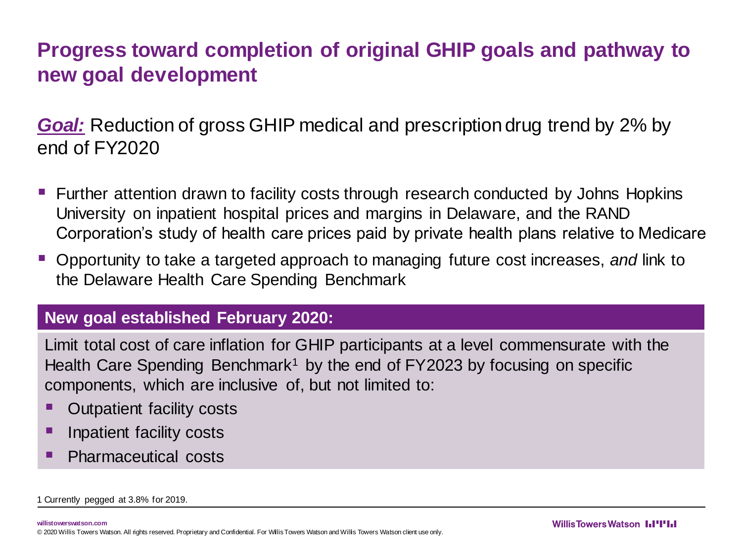# Progress toward completion of original GHIP goals and pathway to new goal development

***Goal:*** Reduction of gross GHIP medical and prescription drug trend by 2% by end of FY2020

- Further attention drawn to facility costs through research conducted by Johns Hopkins University on inpatient hospital prices and margins in Delaware, and the RAND Corporation's study of health care prices paid by private health plans relative to Medicare
- Opportunity to take a targeted approach to managing future cost increases, *and* link to the Delaware Health Care Spending Benchmark

**New goal established February 2020:**

Limit total cost of care inflation for GHIP participants at a level commensurate with the Health Care Spending Benchmark[1] by the end of FY2023 by focusing on specific components, which are inclusive of, but not limited to:

- Outpatient facility costs
- Inpatient facility costs
- Pharmaceutical costs

1 Currently pegged at 3.8% for 2019.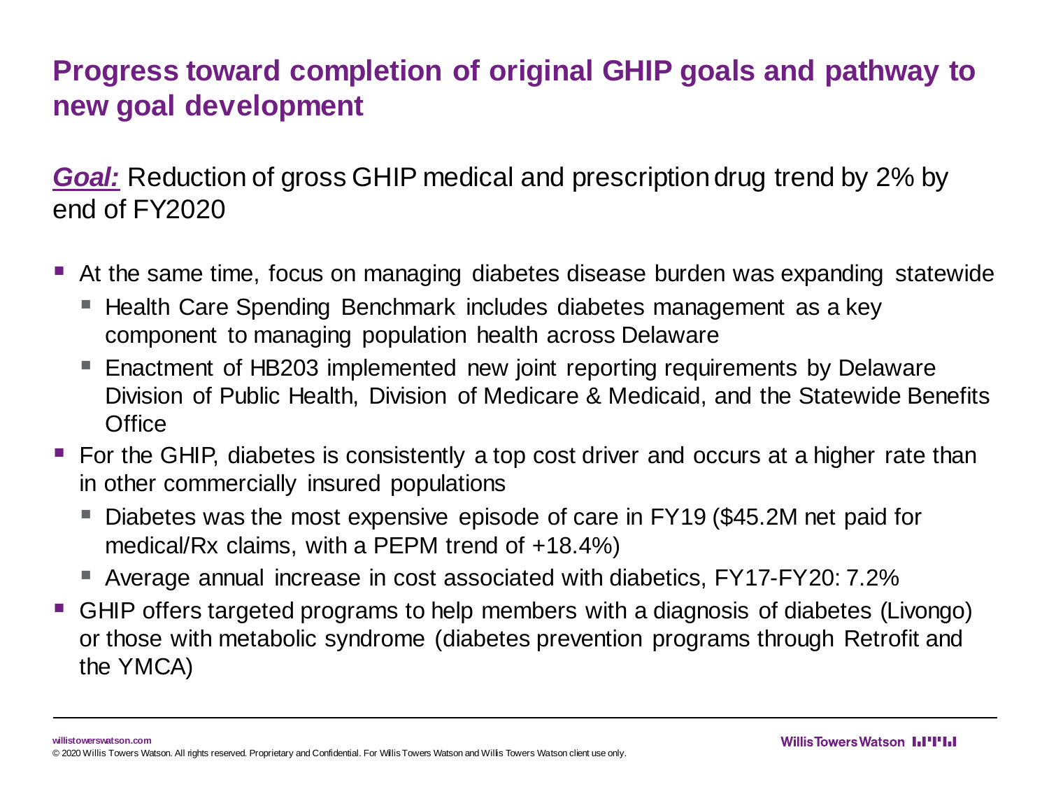## Progress toward completion of original GHIP goals and pathway to new goal development

***Goal:*** Reduction of gross GHIP medical and prescription drug trend by 2% by end of FY2020

- At the same time, focus on managing diabetes disease burden was expanding statewide
  - Health Care Spending Benchmark includes diabetes management as a key component to managing population health across Delaware
  - Enactment of HB203 implemented new joint reporting requirements by Delaware Division of Public Health, Division of Medicare & Medicaid, and the Statewide Benefits Office
- For the GHIP, diabetes is consistently a top cost driver and occurs at a higher rate than in other commercially insured populations
  - Diabetes was the most expensive episode of care in FY19 ($45.2M net paid for medical/Rx claims, with a PEPM trend of +18.4%)
  - Average annual increase in cost associated with diabetics, FY17-FY20: 7.2%
- GHIP offers targeted programs to help members with a diagnosis of diabetes (Livongo) or those with metabolic syndrome (diabetes prevention programs through Retrofit and the YMCA)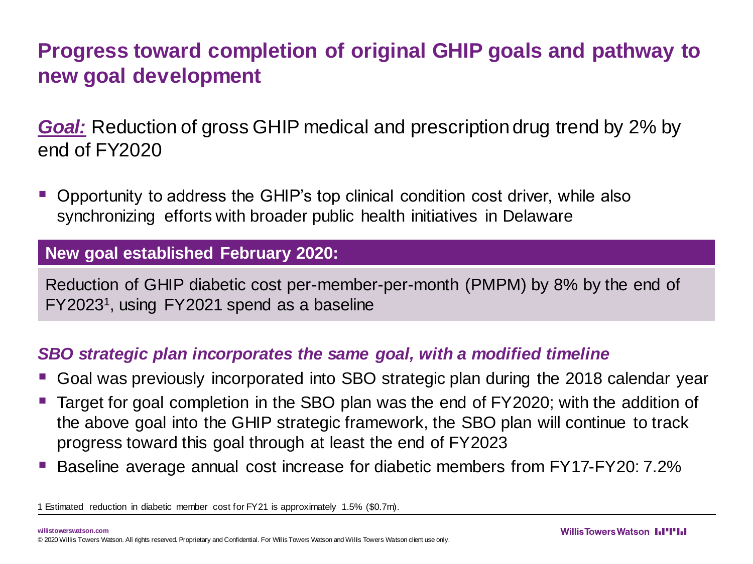# Progress toward completion of original GHIP goals and pathway to new goal development

***Goal:*** Reduction of gross GHIP medical and prescription drug trend by 2% by end of FY2020

- Opportunity to address the GHIP's top clinical condition cost driver, while also synchronizing efforts with broader public health initiatives in Delaware

**New goal established February 2020:**

Reduction of GHIP diabetic cost per-member-per-month (PMPM) by 8% by the end of FY2023[1], using FY2021 spend as a baseline

***SBO strategic plan incorporates the same goal, with a modified timeline***

- Goal was previously incorporated into SBO strategic plan during the 2018 calendar year
- Target for goal completion in the SBO plan was the end of FY2020; with the addition of the above goal into the GHIP strategic framework, the SBO plan will continue to track progress toward this goal through at least the end of FY2023
- Baseline average annual cost increase for diabetic members from FY17-FY20: 7.2%

1 Estimated reduction in diabetic member cost for FY21 is approximately 1.5% ($0.7m).